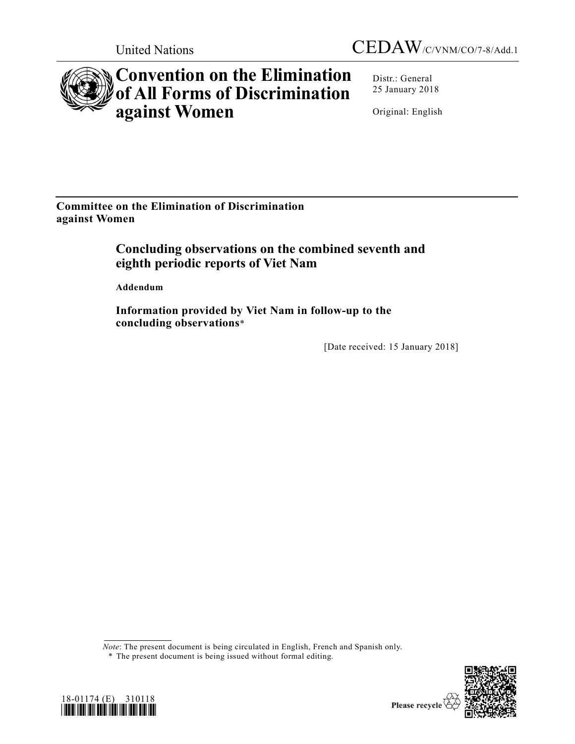United Nations CEDAW/C/VNM/CO/7-8/Add.1

# Convention on the Elimination of All Forms of Discrimination against Women

Distr.: General
25 January 2018

Original: English

**Committee on the Elimination of Discrimination against Women**

## Concluding observations on the combined seventh and eighth periodic reports of Viet Nam

**Addendum**

### Information provided by Viet Nam in follow-up to the concluding observations*

[Date received: 15 January 2018]

*Note*: The present document is being circulated in English, French and Spanish only.

* The present document is being issued without formal editing.

18-01174 (E) 310118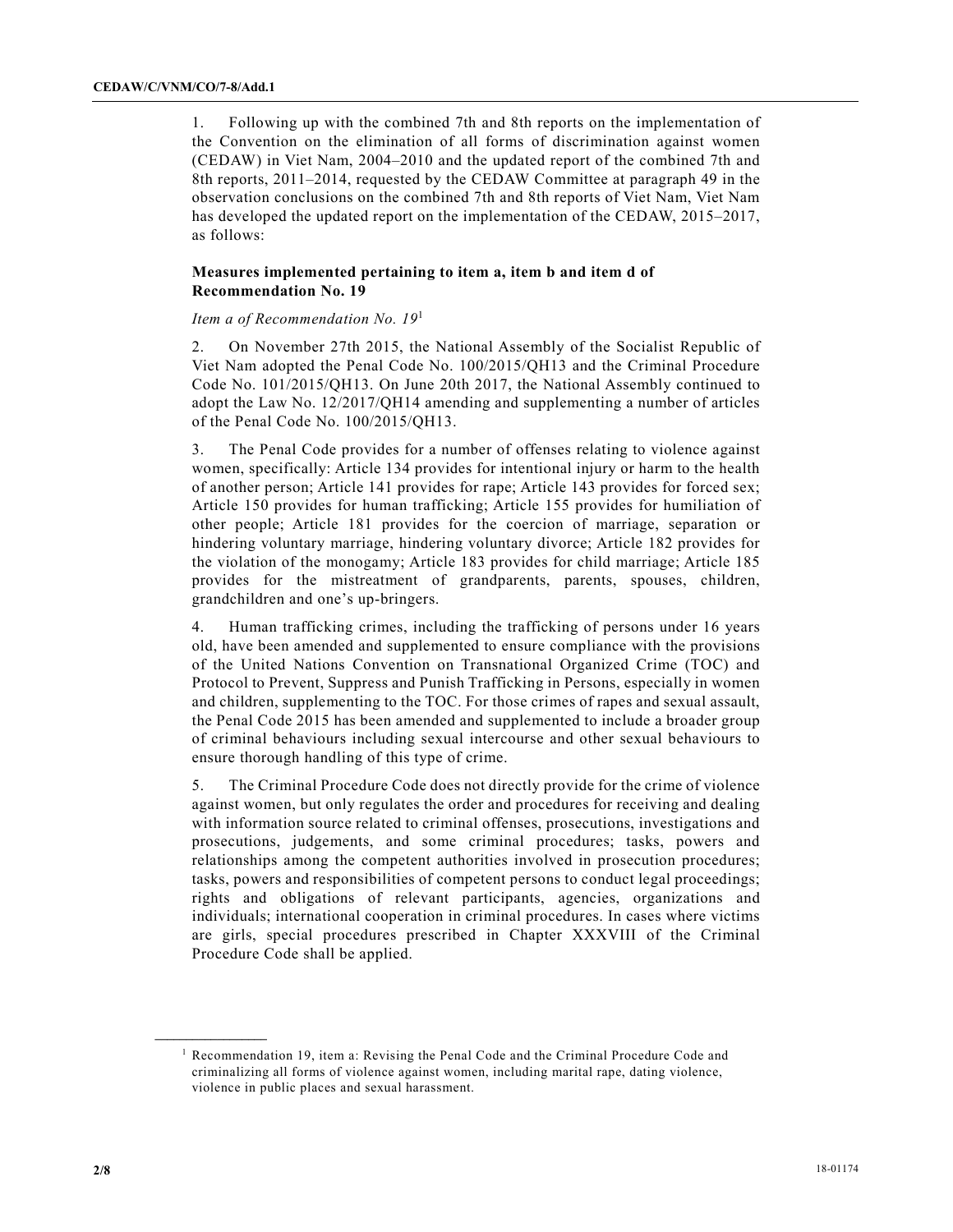1. Following up with the combined 7th and 8th reports on the implementation of the Convention on the elimination of all forms of discrimination against women (CEDAW) in Viet Nam, 2004–2010 and the updated report of the combined 7th and 8th reports, 2011–2014, requested by the CEDAW Committee at paragraph 49 in the observation conclusions on the combined 7th and 8th reports of Viet Nam, Viet Nam has developed the updated report on the implementation of the CEDAW, 2015–2017, as follows:

### Measures implemented pertaining to item a, item b and item d of Recommendation No. 19

*Item a of Recommendation No. 19*[1]

2. On November 27th 2015, the National Assembly of the Socialist Republic of Viet Nam adopted the Penal Code No. 100/2015/QH13 and the Criminal Procedure Code No. 101/2015/QH13. On June 20th 2017, the National Assembly continued to adopt the Law No. 12/2017/QH14 amending and supplementing a number of articles of the Penal Code No. 100/2015/QH13.

3. The Penal Code provides for a number of offenses relating to violence against women, specifically: Article 134 provides for intentional injury or harm to the health of another person; Article 141 provides for rape; Article 143 provides for forced sex; Article 150 provides for human trafficking; Article 155 provides for humiliation of other people; Article 181 provides for the coercion of marriage, separation or hindering voluntary marriage, hindering voluntary divorce; Article 182 provides for the violation of the monogamy; Article 183 provides for child marriage; Article 185 provides for the mistreatment of grandparents, parents, spouses, children, grandchildren and one's up-bringers.

4. Human trafficking crimes, including the trafficking of persons under 16 years old, have been amended and supplemented to ensure compliance with the provisions of the United Nations Convention on Transnational Organized Crime (TOC) and Protocol to Prevent, Suppress and Punish Trafficking in Persons, especially in women and children, supplementing to the TOC. For those crimes of rapes and sexual assault, the Penal Code 2015 has been amended and supplemented to include a broader group of criminal behaviours including sexual intercourse and other sexual behaviours to ensure thorough handling of this type of crime.

5. The Criminal Procedure Code does not directly provide for the crime of violence against women, but only regulates the order and procedures for receiving and dealing with information source related to criminal offenses, prosecutions, investigations and prosecutions, judgements, and some criminal procedures; tasks, powers and relationships among the competent authorities involved in prosecution procedures; tasks, powers and responsibilities of competent persons to conduct legal proceedings; rights and obligations of relevant participants, agencies, organizations and individuals; international cooperation in criminal procedures. In cases where victims are girls, special procedures prescribed in Chapter XXXVIII of the Criminal Procedure Code shall be applied.

---

[1] Recommendation 19, item a: Revising the Penal Code and the Criminal Procedure Code and criminalizing all forms of violence against women, including marital rape, dating violence, violence in public places and sexual harassment.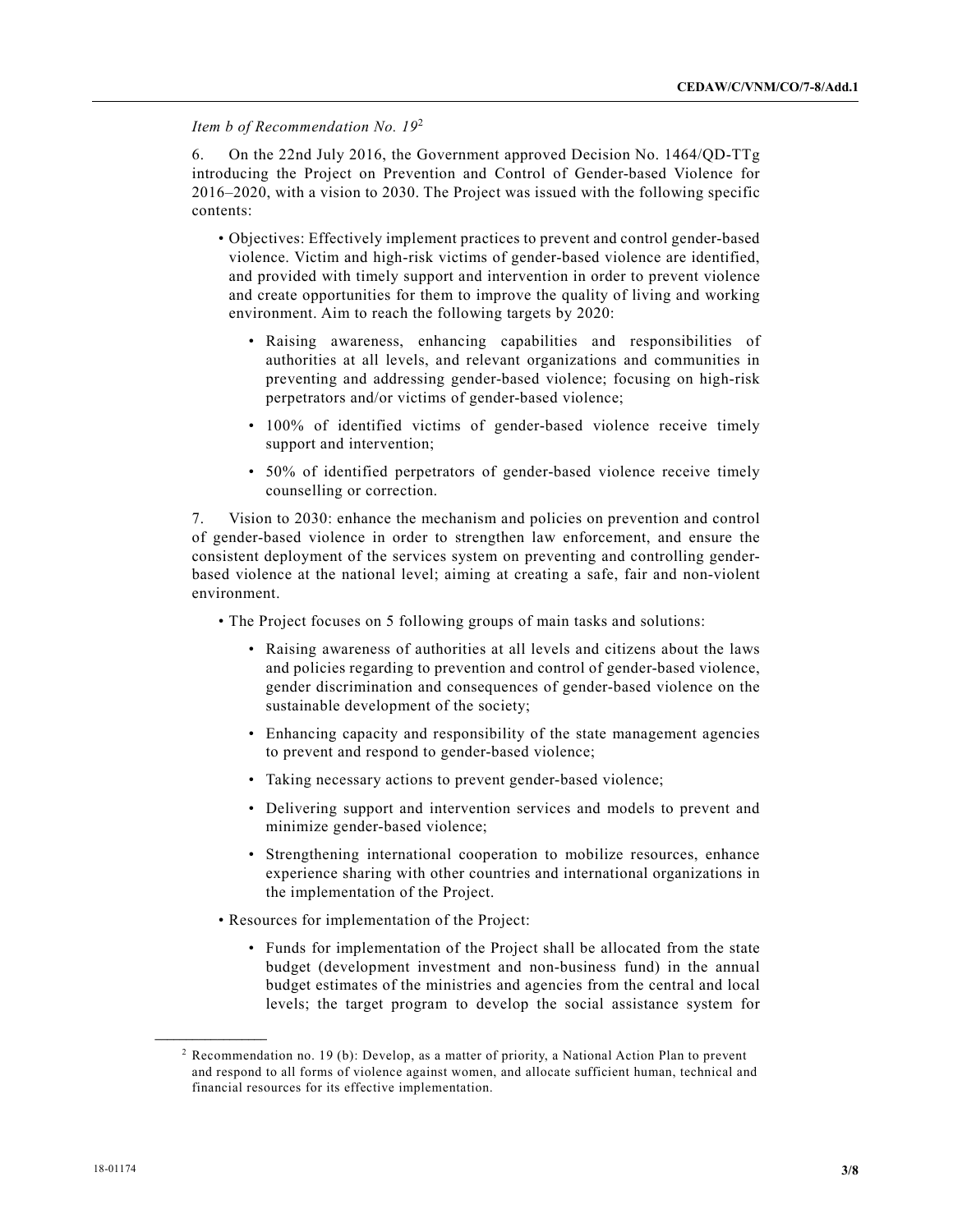*Item b of Recommendation No. 19*[2]

6. On the 22nd July 2016, the Government approved Decision No. 1464/QD-TTg introducing the Project on Prevention and Control of Gender-based Violence for 2016–2020, with a vision to 2030. The Project was issued with the following specific contents:

- Objectives: Effectively implement practices to prevent and control gender-based violence. Victim and high-risk victims of gender-based violence are identified, and provided with timely support and intervention in order to prevent violence and create opportunities for them to improve the quality of living and working environment. Aim to reach the following targets by 2020:
  - Raising awareness, enhancing capabilities and responsibilities of authorities at all levels, and relevant organizations and communities in preventing and addressing gender-based violence; focusing on high-risk perpetrators and/or victims of gender-based violence;
  - 100% of identified victims of gender-based violence receive timely support and intervention;
  - 50% of identified perpetrators of gender-based violence receive timely counselling or correction.

7. Vision to 2030: enhance the mechanism and policies on prevention and control of gender-based violence in order to strengthen law enforcement, and ensure the consistent deployment of the services system on preventing and controlling gender-based violence at the national level; aiming at creating a safe, fair and non-violent environment.

- The Project focuses on 5 following groups of main tasks and solutions:
  - Raising awareness of authorities at all levels and citizens about the laws and policies regarding to prevention and control of gender-based violence, gender discrimination and consequences of gender-based violence on the sustainable development of the society;
  - Enhancing capacity and responsibility of the state management agencies to prevent and respond to gender-based violence;
  - Taking necessary actions to prevent gender-based violence;
  - Delivering support and intervention services and models to prevent and minimize gender-based violence;
  - Strengthening international cooperation to mobilize resources, enhance experience sharing with other countries and international organizations in the implementation of the Project.
- Resources for implementation of the Project:
  - Funds for implementation of the Project shall be allocated from the state budget (development investment and non-business fund) in the annual budget estimates of the ministries and agencies from the central and local levels; the target program to develop the social assistance system for

---

[2] Recommendation no. 19 (b): Develop, as a matter of priority, a National Action Plan to prevent and respond to all forms of violence against women, and allocate sufficient human, technical and financial resources for its effective implementation.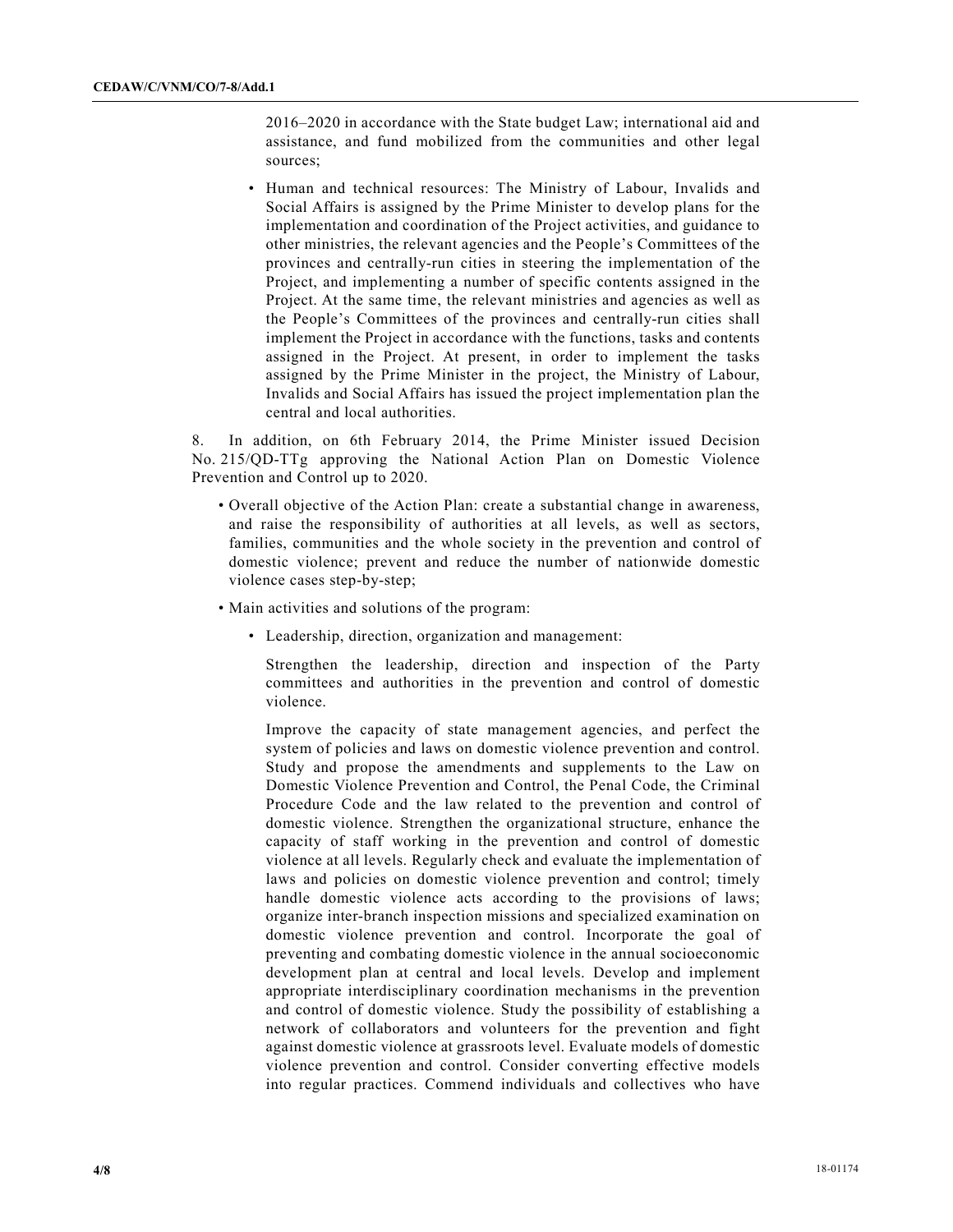2016–2020 in accordance with the State budget Law; international aid and assistance, and fund mobilized from the communities and other legal sources;

- Human and technical resources: The Ministry of Labour, Invalids and Social Affairs is assigned by the Prime Minister to develop plans for the implementation and coordination of the Project activities, and guidance to other ministries, the relevant agencies and the People's Committees of the provinces and centrally-run cities in steering the implementation of the Project, and implementing a number of specific contents assigned in the Project. At the same time, the relevant ministries and agencies as well as the People's Committees of the provinces and centrally-run cities shall implement the Project in accordance with the functions, tasks and contents assigned in the Project. At present, in order to implement the tasks assigned by the Prime Minister in the project, the Ministry of Labour, Invalids and Social Affairs has issued the project implementation plan the central and local authorities.

8. In addition, on 6th February 2014, the Prime Minister issued Decision No. 215/QD-TTg approving the National Action Plan on Domestic Violence Prevention and Control up to 2020.

- Overall objective of the Action Plan: create a substantial change in awareness, and raise the responsibility of authorities at all levels, as well as sectors, families, communities and the whole society in the prevention and control of domestic violence; prevent and reduce the number of nationwide domestic violence cases step-by-step;

- Main activities and solutions of the program:

  - Leadership, direction, organization and management:

    Strengthen the leadership, direction and inspection of the Party committees and authorities in the prevention and control of domestic violence.

    Improve the capacity of state management agencies, and perfect the system of policies and laws on domestic violence prevention and control. Study and propose the amendments and supplements to the Law on Domestic Violence Prevention and Control, the Penal Code, the Criminal Procedure Code and the law related to the prevention and control of domestic violence. Strengthen the organizational structure, enhance the capacity of staff working in the prevention and control of domestic violence at all levels. Regularly check and evaluate the implementation of laws and policies on domestic violence prevention and control; timely handle domestic violence acts according to the provisions of laws; organize inter-branch inspection missions and specialized examination on domestic violence prevention and control. Incorporate the goal of preventing and combating domestic violence in the annual socioeconomic development plan at central and local levels. Develop and implement appropriate interdisciplinary coordination mechanisms in the prevention and control of domestic violence. Study the possibility of establishing a network of collaborators and volunteers for the prevention and fight against domestic violence at grassroots level. Evaluate models of domestic violence prevention and control. Consider converting effective models into regular practices. Commend individuals and collectives who have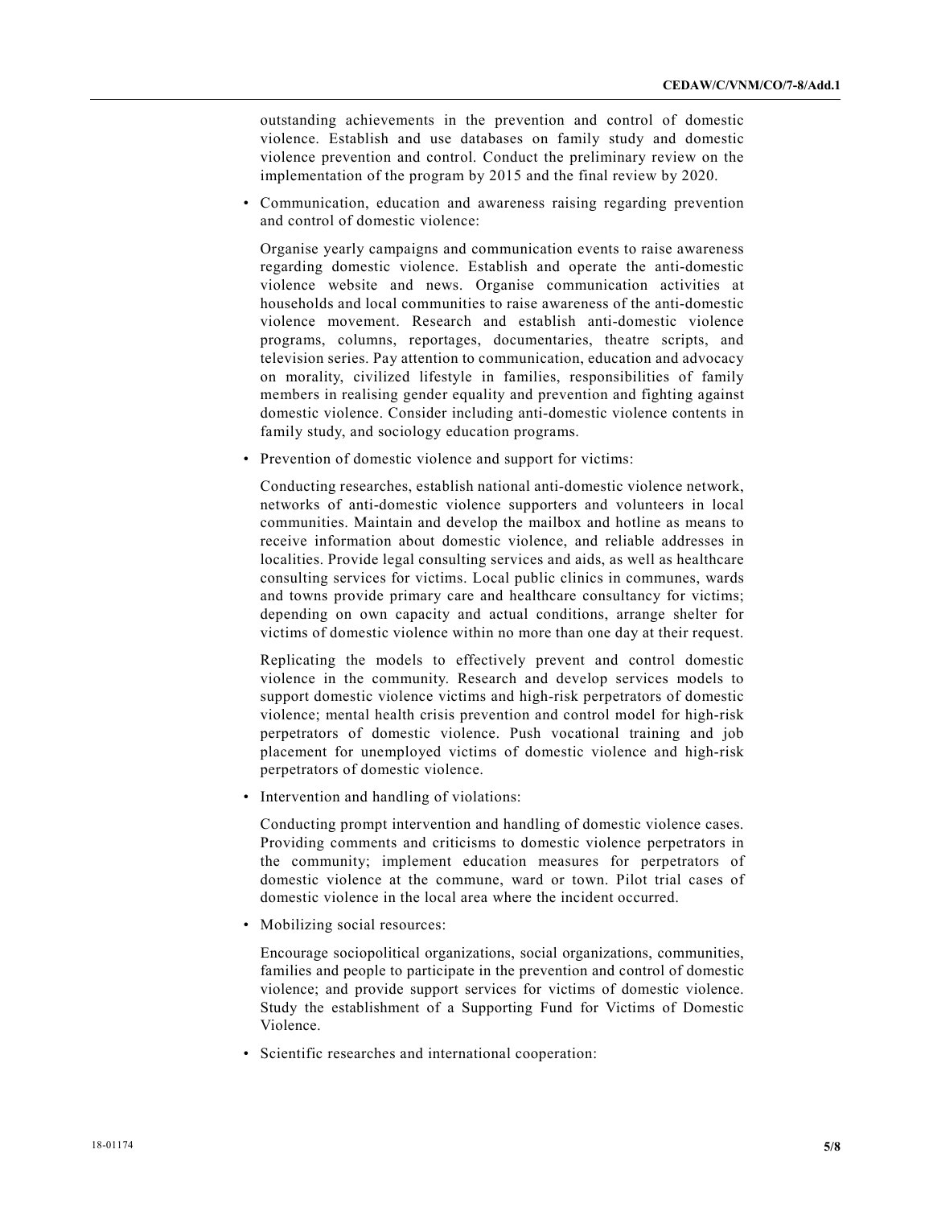outstanding achievements in the prevention and control of domestic violence. Establish and use databases on family study and domestic violence prevention and control. Conduct the preliminary review on the implementation of the program by 2015 and the final review by 2020.

- Communication, education and awareness raising regarding prevention and control of domestic violence:

  Organise yearly campaigns and communication events to raise awareness regarding domestic violence. Establish and operate the anti-domestic violence website and news. Organise communication activities at households and local communities to raise awareness of the anti-domestic violence movement. Research and establish anti-domestic violence programs, columns, reportages, documentaries, theatre scripts, and television series. Pay attention to communication, education and advocacy on morality, civilized lifestyle in families, responsibilities of family members in realising gender equality and prevention and fighting against domestic violence. Consider including anti-domestic violence contents in family study, and sociology education programs.

- Prevention of domestic violence and support for victims:

  Conducting researches, establish national anti-domestic violence network, networks of anti-domestic violence supporters and volunteers in local communities. Maintain and develop the mailbox and hotline as means to receive information about domestic violence, and reliable addresses in localities. Provide legal consulting services and aids, as well as healthcare consulting services for victims. Local public clinics in communes, wards and towns provide primary care and healthcare consultancy for victims; depending on own capacity and actual conditions, arrange shelter for victims of domestic violence within no more than one day at their request.

  Replicating the models to effectively prevent and control domestic violence in the community. Research and develop services models to support domestic violence victims and high-risk perpetrators of domestic violence; mental health crisis prevention and control model for high-risk perpetrators of domestic violence. Push vocational training and job placement for unemployed victims of domestic violence and high-risk perpetrators of domestic violence.

- Intervention and handling of violations:

  Conducting prompt intervention and handling of domestic violence cases. Providing comments and criticisms to domestic violence perpetrators in the community; implement education measures for perpetrators of domestic violence at the commune, ward or town. Pilot trial cases of domestic violence in the local area where the incident occurred.

- Mobilizing social resources:

  Encourage sociopolitical organizations, social organizations, communities, families and people to participate in the prevention and control of domestic violence; and provide support services for victims of domestic violence. Study the establishment of a Supporting Fund for Victims of Domestic Violence.

- Scientific researches and international cooperation: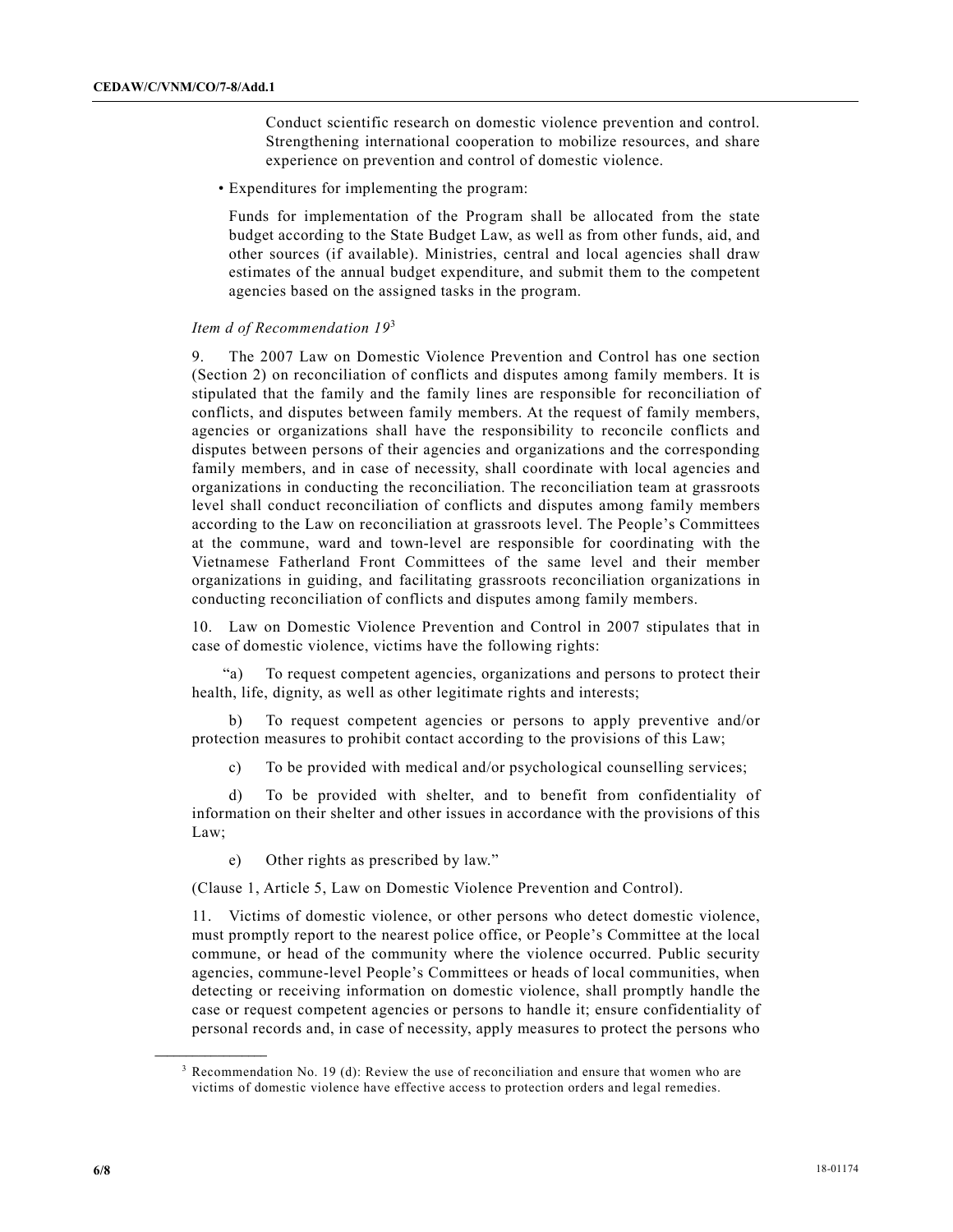Conduct scientific research on domestic violence prevention and control. Strengthening international cooperation to mobilize resources, and share experience on prevention and control of domestic violence.

- Expenditures for implementing the program:

  Funds for implementation of the Program shall be allocated from the state budget according to the State Budget Law, as well as from other funds, aid, and other sources (if available). Ministries, central and local agencies shall draw estimates of the annual budget expenditure, and submit them to the competent agencies based on the assigned tasks in the program.

*Item d of Recommendation 19*[3]

9. The 2007 Law on Domestic Violence Prevention and Control has one section (Section 2) on reconciliation of conflicts and disputes among family members. It is stipulated that the family and the family lines are responsible for reconciliation of conflicts, and disputes between family members. At the request of family members, agencies or organizations shall have the responsibility to reconcile conflicts and disputes between persons of their agencies and organizations and the corresponding family members, and in case of necessity, shall coordinate with local agencies and organizations in conducting the reconciliation. The reconciliation team at grassroots level shall conduct reconciliation of conflicts and disputes among family members according to the Law on reconciliation at grassroots level. The People's Committees at the commune, ward and town-level are responsible for coordinating with the Vietnamese Fatherland Front Committees of the same level and their member organizations in guiding, and facilitating grassroots reconciliation organizations in conducting reconciliation of conflicts and disputes among family members.

10. Law on Domestic Violence Prevention and Control in 2007 stipulates that in case of domestic violence, victims have the following rights:

"a) To request competent agencies, organizations and persons to protect their health, life, dignity, as well as other legitimate rights and interests;

b) To request competent agencies or persons to apply preventive and/or protection measures to prohibit contact according to the provisions of this Law;

c) To be provided with medical and/or psychological counselling services;

d) To be provided with shelter, and to benefit from confidentiality of information on their shelter and other issues in accordance with the provisions of this Law;

e) Other rights as prescribed by law."

(Clause 1, Article 5, Law on Domestic Violence Prevention and Control).

11. Victims of domestic violence, or other persons who detect domestic violence, must promptly report to the nearest police office, or People's Committee at the local commune, or head of the community where the violence occurred. Public security agencies, commune-level People's Committees or heads of local communities, when detecting or receiving information on domestic violence, shall promptly handle the case or request competent agencies or persons to handle it; ensure confidentiality of personal records and, in case of necessity, apply measures to protect the persons who

---

[3] Recommendation No. 19 (d): Review the use of reconciliation and ensure that women who are victims of domestic violence have effective access to protection orders and legal remedies.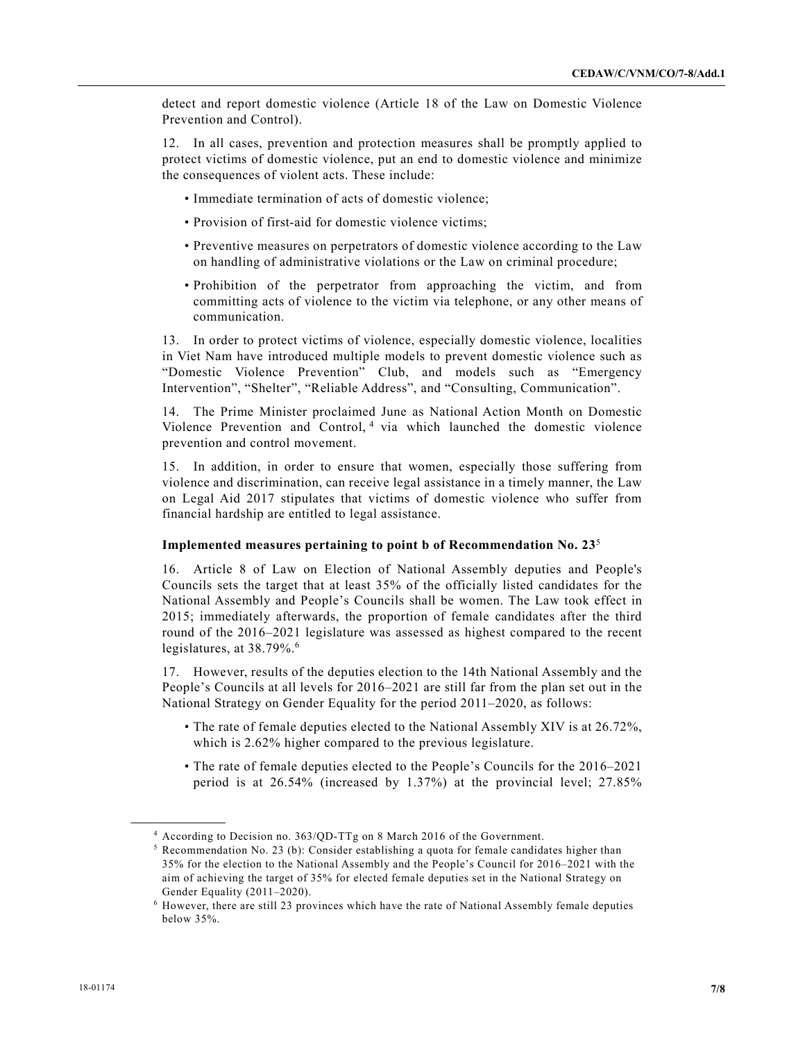detect and report domestic violence (Article 18 of the Law on Domestic Violence Prevention and Control).

12. In all cases, prevention and protection measures shall be promptly applied to protect victims of domestic violence, put an end to domestic violence and minimize the consequences of violent acts. These include:

- Immediate termination of acts of domestic violence;
- Provision of first-aid for domestic violence victims;
- Preventive measures on perpetrators of domestic violence according to the Law on handling of administrative violations or the Law on criminal procedure;
- Prohibition of the perpetrator from approaching the victim, and from committing acts of violence to the victim via telephone, or any other means of communication.

13. In order to protect victims of violence, especially domestic violence, localities in Viet Nam have introduced multiple models to prevent domestic violence such as "Domestic Violence Prevention" Club, and models such as "Emergency Intervention", "Shelter", "Reliable Address", and "Consulting, Communication".

14. The Prime Minister proclaimed June as National Action Month on Domestic Violence Prevention and Control,[4] via which launched the domestic violence prevention and control movement.

15. In addition, in order to ensure that women, especially those suffering from violence and discrimination, can receive legal assistance in a timely manner, the Law on Legal Aid 2017 stipulates that victims of domestic violence who suffer from financial hardship are entitled to legal assistance.

**Implemented measures pertaining to point b of Recommendation No. 23**[5]

16. Article 8 of Law on Election of National Assembly deputies and People's Councils sets the target that at least 35% of the officially listed candidates for the National Assembly and People's Councils shall be women. The Law took effect in 2015; immediately afterwards, the proportion of female candidates after the third round of the 2016–2021 legislature was assessed as highest compared to the recent legislatures, at 38.79%.[6]

17. However, results of the deputies election to the 14th National Assembly and the People's Councils at all levels for 2016–2021 are still far from the plan set out in the National Strategy on Gender Equality for the period 2011–2020, as follows:

- The rate of female deputies elected to the National Assembly XIV is at 26.72%, which is 2.62% higher compared to the previous legislature.
- The rate of female deputies elected to the People's Councils for the 2016–2021 period is at 26.54% (increased by 1.37%) at the provincial level; 27.85%

---

[4] According to Decision no. 363/QD-TTg on 8 March 2016 of the Government.

[5] Recommendation No. 23 (b): Consider establishing a quota for female candidates higher than 35% for the election to the National Assembly and the People's Council for 2016–2021 with the aim of achieving the target of 35% for elected female deputies set in the National Strategy on Gender Equality (2011–2020).

[6] However, there are still 23 provinces which have the rate of National Assembly female deputies below 35%.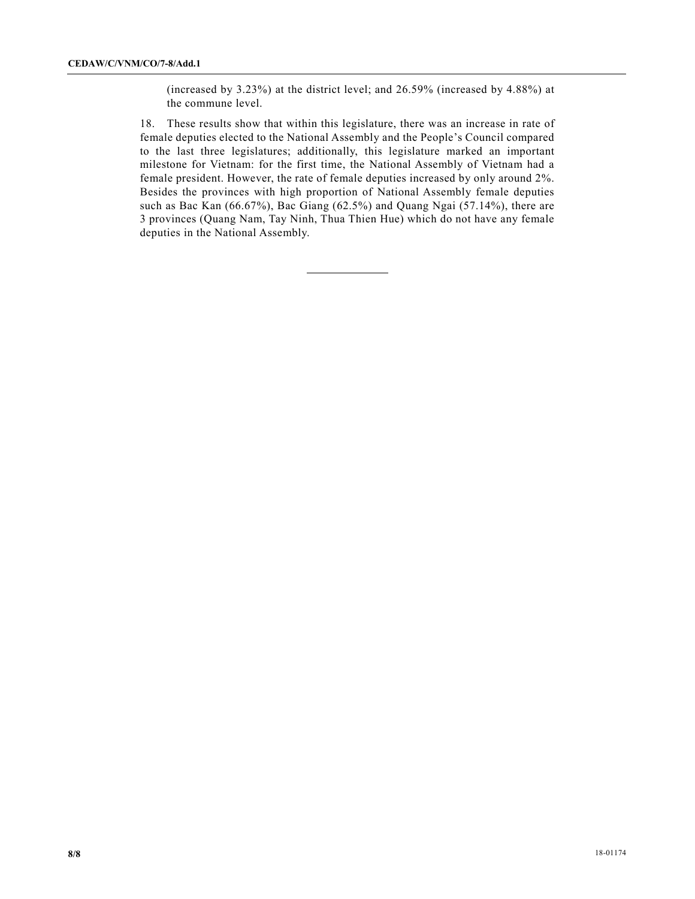(increased by 3.23%) at the district level; and 26.59% (increased by 4.88%) at the commune level.

18. These results show that within this legislature, there was an increase in rate of female deputies elected to the National Assembly and the People's Council compared to the last three legislatures; additionally, this legislature marked an important milestone for Vietnam: for the first time, the National Assembly of Vietnam had a female president. However, the rate of female deputies increased by only around 2%. Besides the provinces with high proportion of National Assembly female deputies such as Bac Kan (66.67%), Bac Giang (62.5%) and Quang Ngai (57.14%), there are 3 provinces (Quang Nam, Tay Ninh, Thua Thien Hue) which do not have any female deputies in the National Assembly.